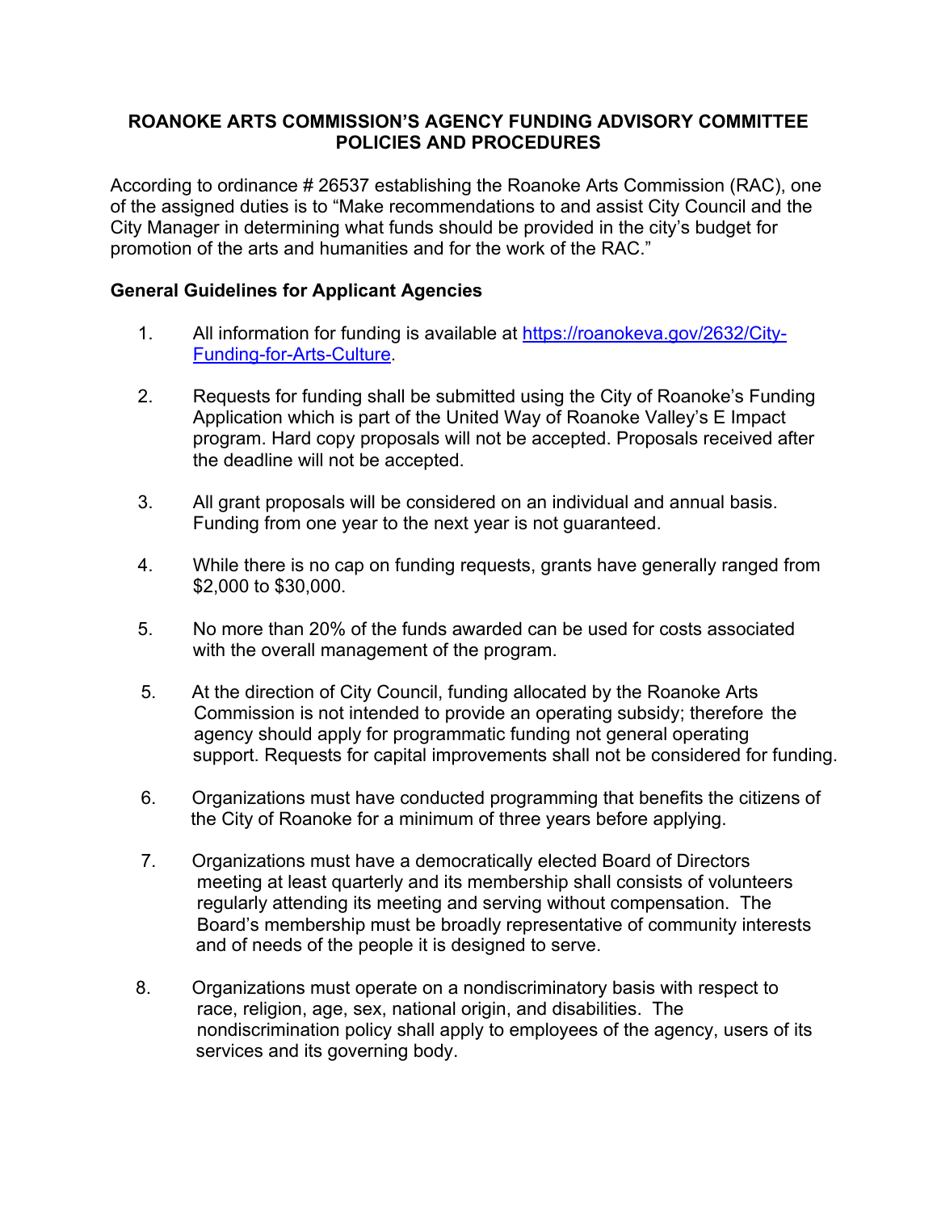**ROANOKE ARTS COMMISSION'S AGENCY FUNDING ADVISORY COMMITTEE POLICIES AND PROCEDURES**

According to ordinance # 26537 establishing the Roanoke Arts Commission (RAC), one of the assigned duties is to "Make recommendations to and assist City Council and the City Manager in determining what funds should be provided in the city's budget for promotion of the arts and humanities and for the work of the RAC."

**General Guidelines for Applicant Agencies**

1. All information for funding is available at [https://roanokeva.gov/2632/City-Funding-for-Arts-Culture](https://roanokeva.gov/2632/City-Funding-for-Arts-Culture).

2. Requests for funding shall be submitted using the City of Roanoke's Funding Application which is part of the United Way of Roanoke Valley's E Impact program. Hard copy proposals will not be accepted. Proposals received after the deadline will not be accepted.

3. All grant proposals will be considered on an individual and annual basis. Funding from one year to the next year is not guaranteed.

4. While there is no cap on funding requests, grants have generally ranged from $2,000 to $30,000.

5. No more than 20% of the funds awarded can be used for costs associated with the overall management of the program.

5. At the direction of City Council, funding allocated by the Roanoke Arts Commission is not intended to provide an operating subsidy; therefore the agency should apply for programmatic funding not general operating support. Requests for capital improvements shall not be considered for funding.

6. Organizations must have conducted programming that benefits the citizens of the City of Roanoke for a minimum of three years before applying.

7. Organizations must have a democratically elected Board of Directors meeting at least quarterly and its membership shall consists of volunteers regularly attending its meeting and serving without compensation. The Board's membership must be broadly representative of community interests and of needs of the people it is designed to serve.

8. Organizations must operate on a nondiscriminatory basis with respect to race, religion, age, sex, national origin, and disabilities. The nondiscrimination policy shall apply to employees of the agency, users of its services and its governing body.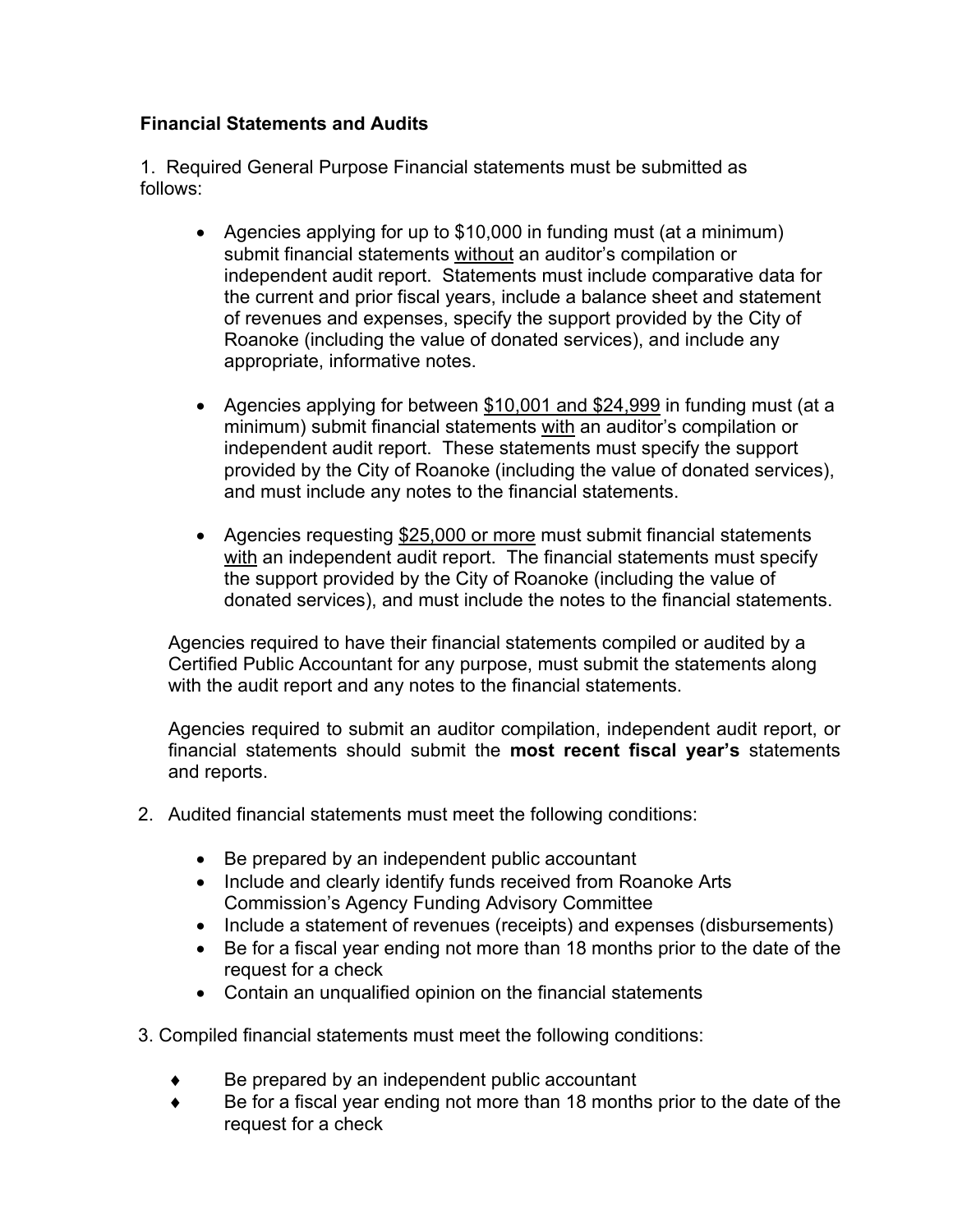**Financial Statements and Audits**

1. Required General Purpose Financial statements must be submitted as follows:

   - Agencies applying for up to $10,000 in funding must (at a minimum) submit financial statements <u>without</u> an auditor's compilation or independent audit report. Statements must include comparative data for the current and prior fiscal years, include a balance sheet and statement of revenues and expenses, specify the support provided by the City of Roanoke (including the value of donated services), and include any appropriate, informative notes.

   - Agencies applying for between <u>$10,001 and $24,999</u> in funding must (at a minimum) submit financial statements <u>with</u> an auditor's compilation or independent audit report. These statements must specify the support provided by the City of Roanoke (including the value of donated services), and must include any notes to the financial statements.

   - Agencies requesting <u>$25,000 or more</u> must submit financial statements <u>with</u> an independent audit report. The financial statements must specify the support provided by the City of Roanoke (including the value of donated services), and must include the notes to the financial statements.

   Agencies required to have their financial statements compiled or audited by a Certified Public Accountant for any purpose, must submit the statements along with the audit report and any notes to the financial statements.

   Agencies required to submit an auditor compilation, independent audit report, or financial statements should submit the **most recent fiscal year's** statements and reports.

2. Audited financial statements must meet the following conditions:

   - Be prepared by an independent public accountant
   - Include and clearly identify funds received from Roanoke Arts Commission's Agency Funding Advisory Committee
   - Include a statement of revenues (receipts) and expenses (disbursements)
   - Be for a fiscal year ending not more than 18 months prior to the date of the request for a check
   - Contain an unqualified opinion on the financial statements

3. Compiled financial statements must meet the following conditions:

   - Be prepared by an independent public accountant
   - Be for a fiscal year ending not more than 18 months prior to the date of the request for a check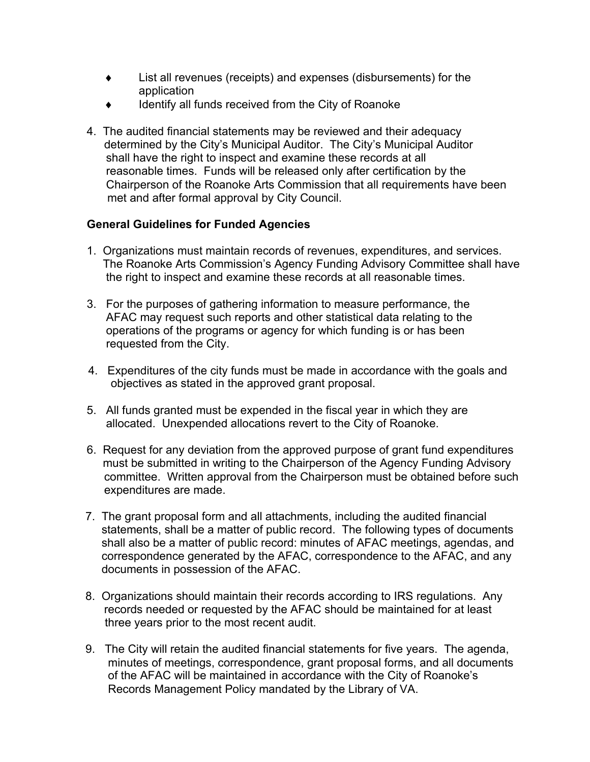- List all revenues (receipts) and expenses (disbursements) for the application
- Identify all funds received from the City of Roanoke

4. The audited financial statements may be reviewed and their adequacy determined by the City's Municipal Auditor. The City's Municipal Auditor shall have the right to inspect and examine these records at all reasonable times. Funds will be released only after certification by the Chairperson of the Roanoke Arts Commission that all requirements have been met and after formal approval by City Council.

**General Guidelines for Funded Agencies**

1. Organizations must maintain records of revenues, expenditures, and services. The Roanoke Arts Commission's Agency Funding Advisory Committee shall have the right to inspect and examine these records at all reasonable times.

3. For the purposes of gathering information to measure performance, the AFAC may request such reports and other statistical data relating to the operations of the programs or agency for which funding is or has been requested from the City.

4. Expenditures of the city funds must be made in accordance with the goals and objectives as stated in the approved grant proposal.

5. All funds granted must be expended in the fiscal year in which they are allocated. Unexpended allocations revert to the City of Roanoke.

6. Request for any deviation from the approved purpose of grant fund expenditures must be submitted in writing to the Chairperson of the Agency Funding Advisory committee. Written approval from the Chairperson must be obtained before such expenditures are made.

7. The grant proposal form and all attachments, including the audited financial statements, shall be a matter of public record. The following types of documents shall also be a matter of public record: minutes of AFAC meetings, agendas, and correspondence generated by the AFAC, correspondence to the AFAC, and any documents in possession of the AFAC.

8. Organizations should maintain their records according to IRS regulations. Any records needed or requested by the AFAC should be maintained for at least three years prior to the most recent audit.

9. The City will retain the audited financial statements for five years. The agenda, minutes of meetings, correspondence, grant proposal forms, and all documents of the AFAC will be maintained in accordance with the City of Roanoke's Records Management Policy mandated by the Library of VA.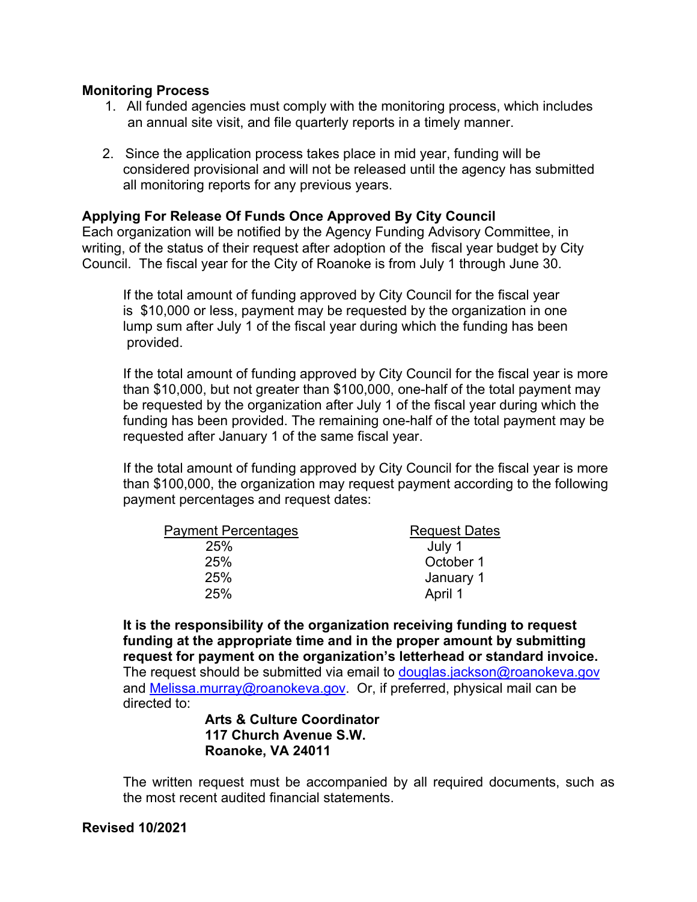**Monitoring Process**

1. All funded agencies must comply with the monitoring process, which includes an annual site visit, and file quarterly reports in a timely manner.

2. Since the application process takes place in mid year, funding will be considered provisional and will not be released until the agency has submitted all monitoring reports for any previous years.

**Applying For Release Of Funds Once Approved By City Council**

Each organization will be notified by the Agency Funding Advisory Committee, in writing, of the status of their request after adoption of the fiscal year budget by City Council. The fiscal year for the City of Roanoke is from July 1 through June 30.

If the total amount of funding approved by City Council for the fiscal year is $10,000 or less, payment may be requested by the organization in one lump sum after July 1 of the fiscal year during which the funding has been provided.

If the total amount of funding approved by City Council for the fiscal year is more than $10,000, but not greater than $100,000, one-half of the total payment may be requested by the organization after July 1 of the fiscal year during which the funding has been provided. The remaining one-half of the total payment may be requested after January 1 of the same fiscal year.

If the total amount of funding approved by City Council for the fiscal year is more than $100,000, the organization may request payment according to the following payment percentages and request dates:

| Payment Percentages | Request Dates |
|---|---|
| 25% | July 1 |
| 25% | October 1 |
| 25% | January 1 |
| 25% | April 1 |

**It is the responsibility of the organization receiving funding to request funding at the appropriate time and in the proper amount by submitting request for payment on the organization's letterhead or standard invoice.** The request should be submitted via email to douglas.jackson@roanokeva.gov and Melissa.murray@roanokeva.gov. Or, if preferred, physical mail can be directed to:

**Arts & Culture Coordinator**
**117 Church Avenue S.W.**
**Roanoke, VA 24011**

The written request must be accompanied by all required documents, such as the most recent audited financial statements.

**Revised 10/2021**